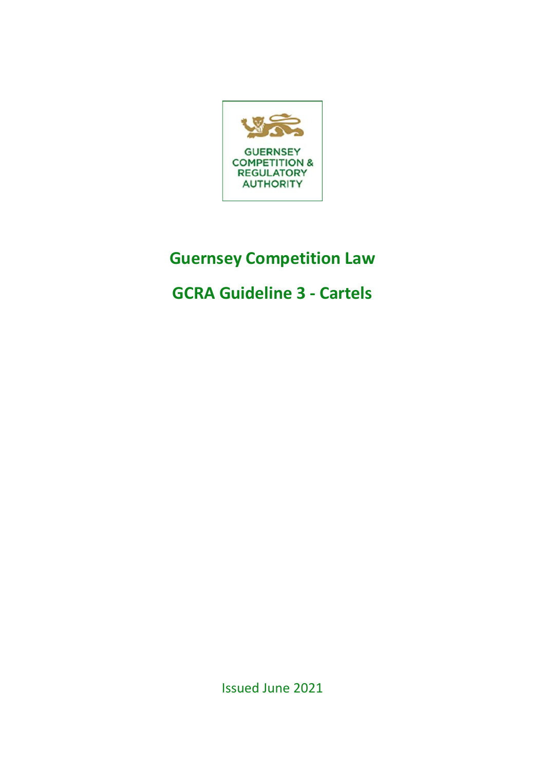GUERNSEY COMPETITION & REGULATORY AUTHORITY

# Guernsey Competition Law

# GCRA Guideline 3 - Cartels

Issued June 2021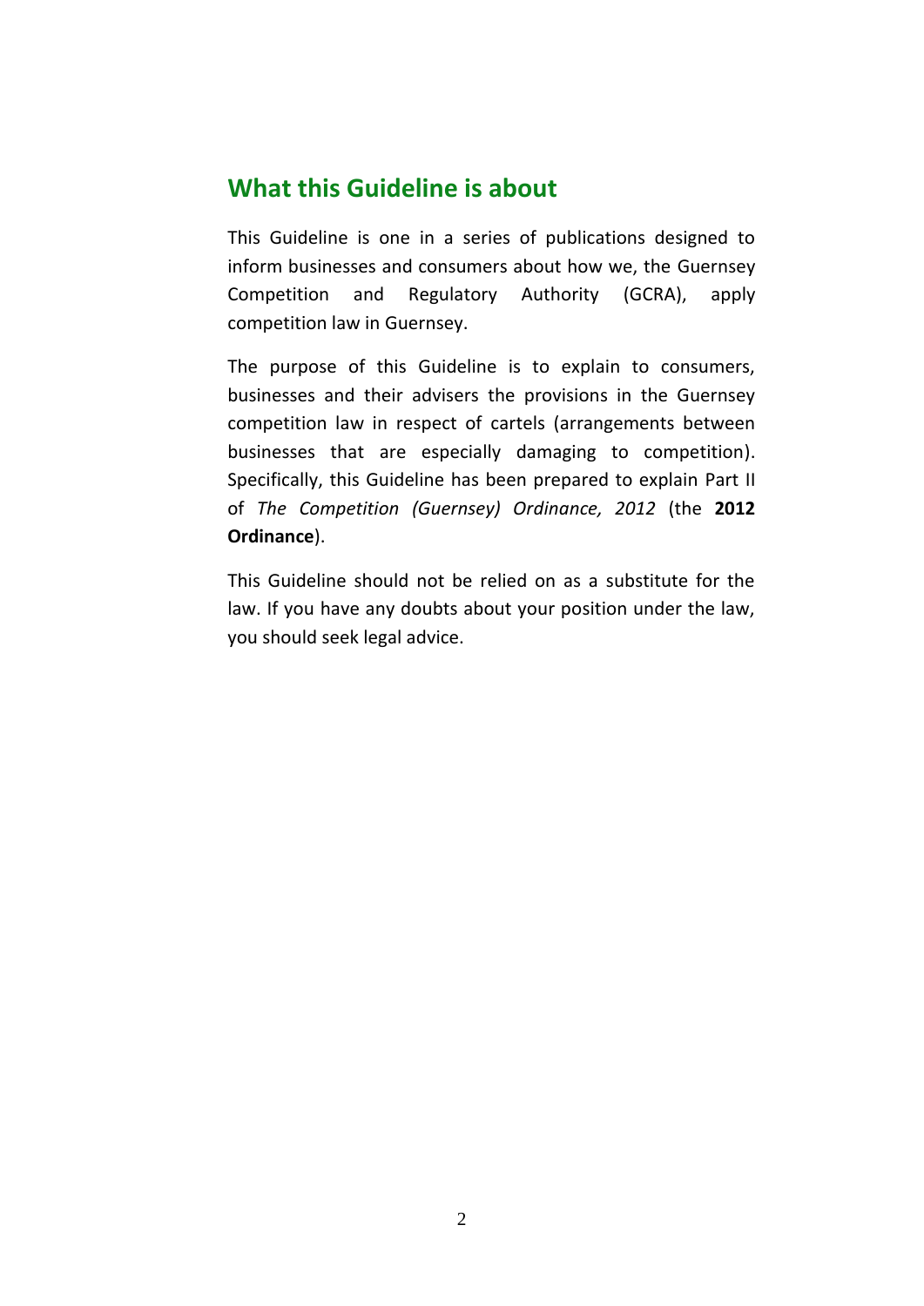## What this Guideline is about

This Guideline is one in a series of publications designed to inform businesses and consumers about how we, the Guernsey Competition and Regulatory Authority (GCRA), apply competition law in Guernsey.

The purpose of this Guideline is to explain to consumers, businesses and their advisers the provisions in the Guernsey competition law in respect of cartels (arrangements between businesses that are especially damaging to competition). Specifically, this Guideline has been prepared to explain Part II of *The Competition (Guernsey) Ordinance, 2012* (the **2012 Ordinance**).

This Guideline should not be relied on as a substitute for the law. If you have any doubts about your position under the law, you should seek legal advice.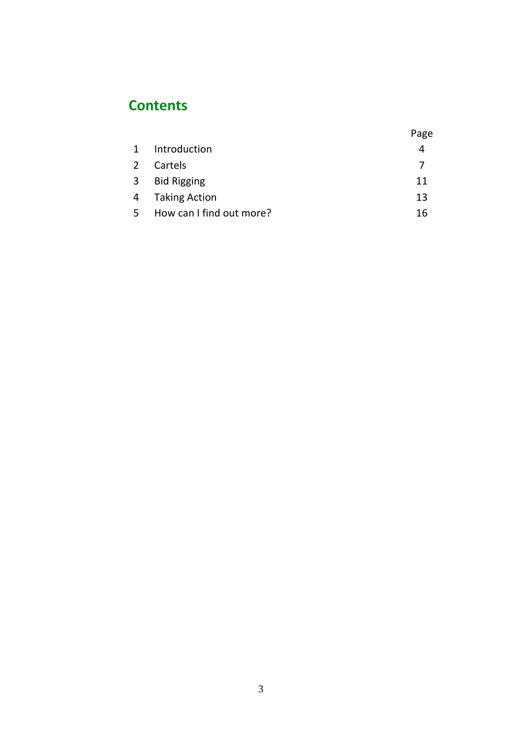## Contents

| | | Page |
|---|---|---|
| 1 | Introduction | 4 |
| 2 | Cartels | 7 |
| 3 | Bid Rigging | 11 |
| 4 | Taking Action | 13 |
| 5 | How can I find out more? | 16 |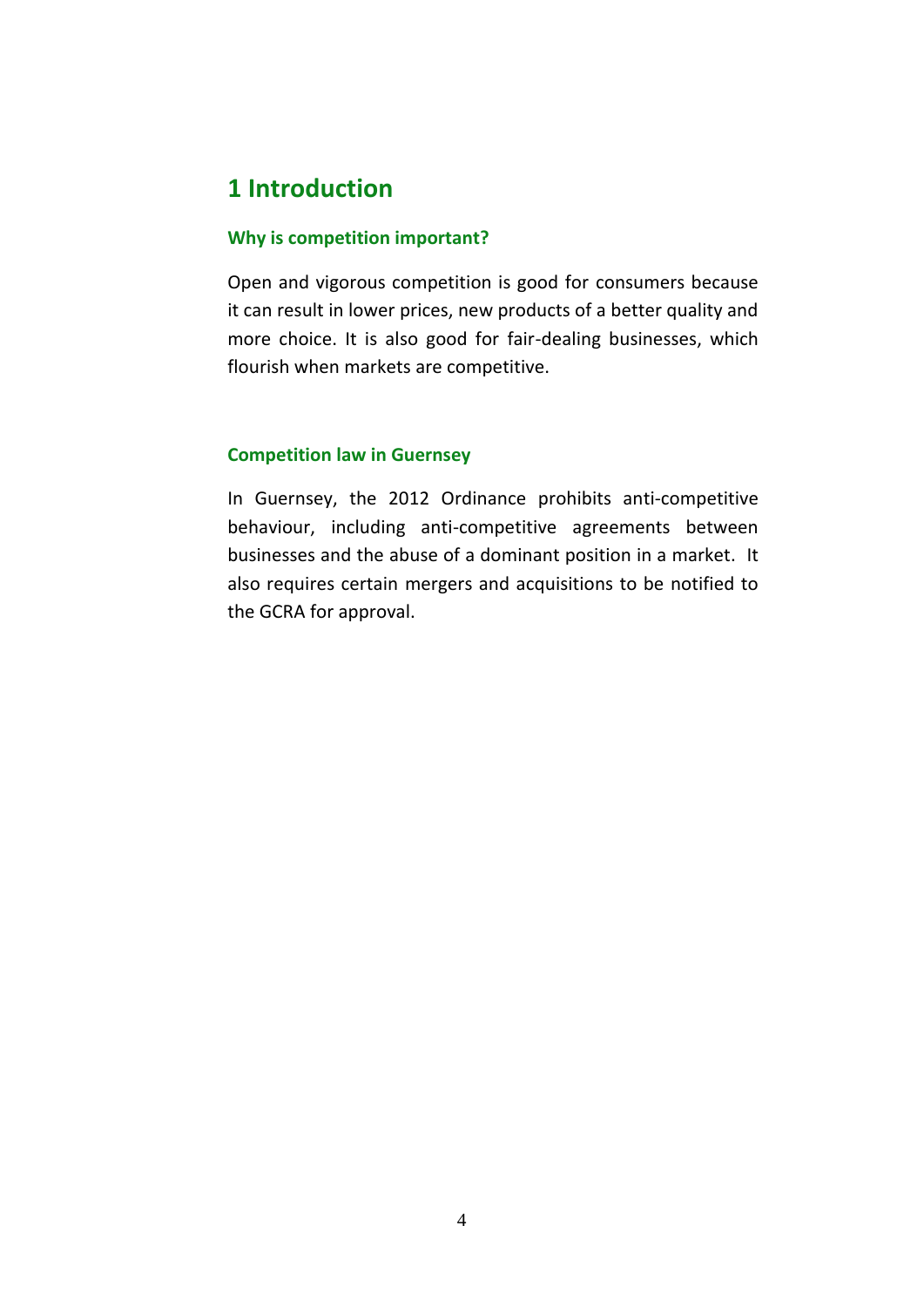# 1 Introduction

### Why is competition important?

Open and vigorous competition is good for consumers because it can result in lower prices, new products of a better quality and more choice. It is also good for fair-dealing businesses, which flourish when markets are competitive.

### Competition law in Guernsey

In Guernsey, the 2012 Ordinance prohibits anti-competitive behaviour, including anti-competitive agreements between businesses and the abuse of a dominant position in a market. It also requires certain mergers and acquisitions to be notified to the GCRA for approval.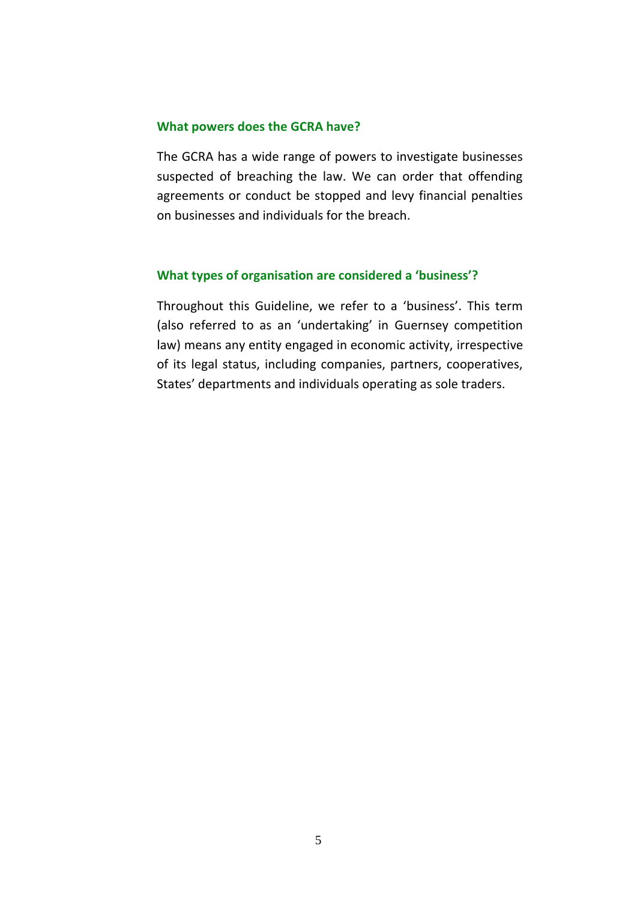### What powers does the GCRA have?

The GCRA has a wide range of powers to investigate businesses suspected of breaching the law. We can order that offending agreements or conduct be stopped and levy financial penalties on businesses and individuals for the breach.

### What types of organisation are considered a 'business'?

Throughout this Guideline, we refer to a 'business'. This term (also referred to as an 'undertaking' in Guernsey competition law) means any entity engaged in economic activity, irrespective of its legal status, including companies, partners, cooperatives, States' departments and individuals operating as sole traders.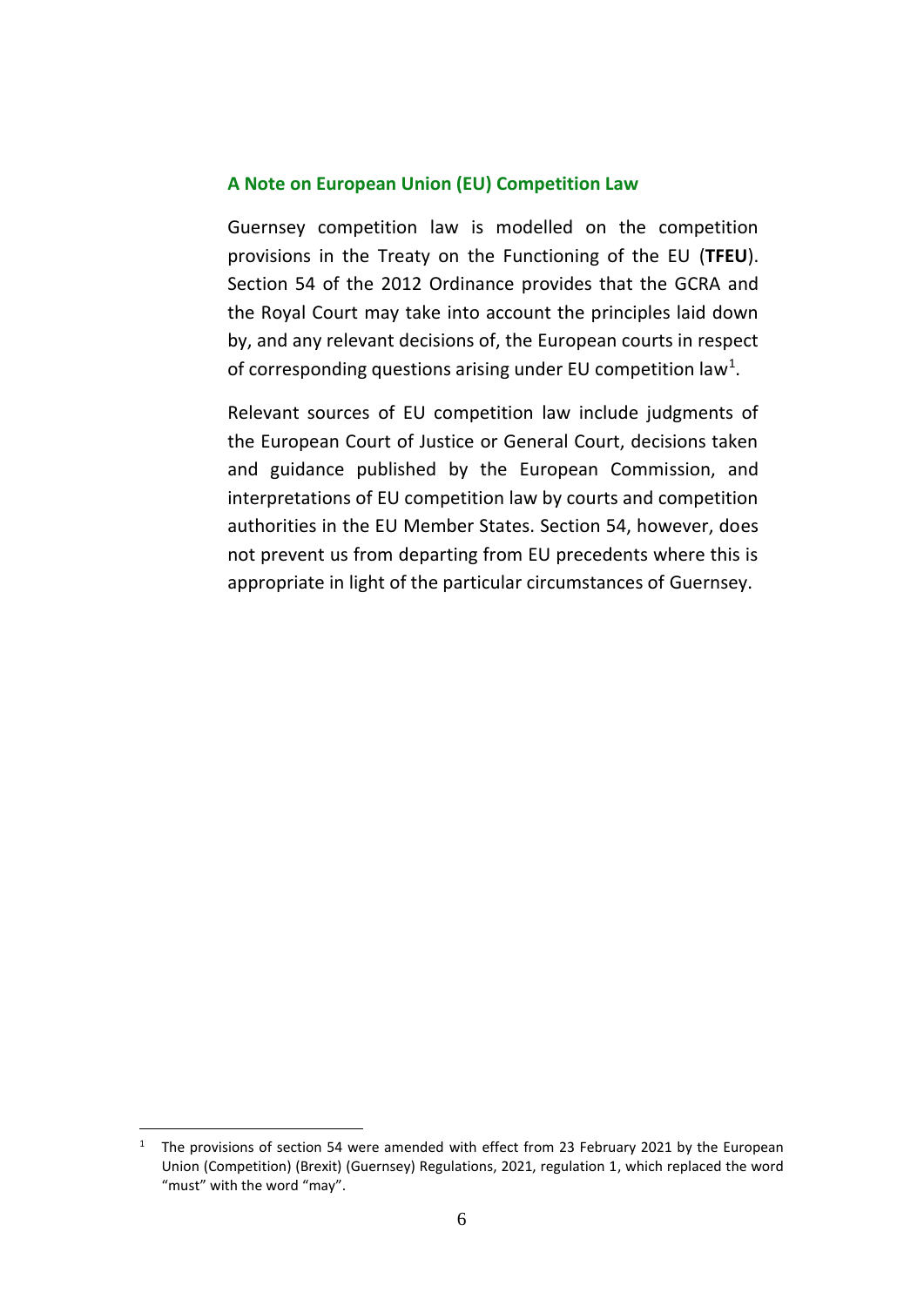### A Note on European Union (EU) Competition Law

Guernsey competition law is modelled on the competition provisions in the Treaty on the Functioning of the EU (**TFEU**). Section 54 of the 2012 Ordinance provides that the GCRA and the Royal Court may take into account the principles laid down by, and any relevant decisions of, the European courts in respect of corresponding questions arising under EU competition law[1].

Relevant sources of EU competition law include judgments of the European Court of Justice or General Court, decisions taken and guidance published by the European Commission, and interpretations of EU competition law by courts and competition authorities in the EU Member States. Section 54, however, does not prevent us from departing from EU precedents where this is appropriate in light of the particular circumstances of Guernsey.

[1] The provisions of section 54 were amended with effect from 23 February 2021 by the European Union (Competition) (Brexit) (Guernsey) Regulations, 2021, regulation 1, which replaced the word "must" with the word "may".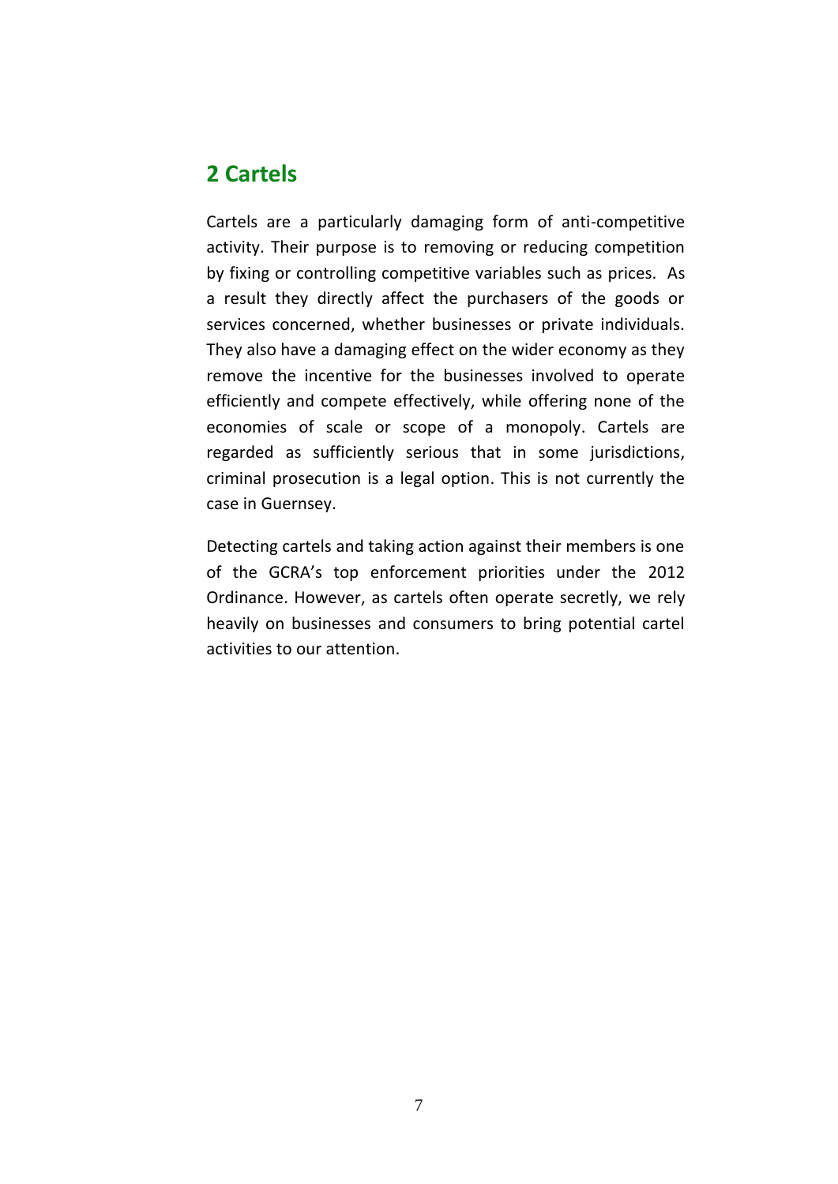## 2 Cartels

Cartels are a particularly damaging form of anti-competitive activity. Their purpose is to removing or reducing competition by fixing or controlling competitive variables such as prices. As a result they directly affect the purchasers of the goods or services concerned, whether businesses or private individuals. They also have a damaging effect on the wider economy as they remove the incentive for the businesses involved to operate efficiently and compete effectively, while offering none of the economies of scale or scope of a monopoly. Cartels are regarded as sufficiently serious that in some jurisdictions, criminal prosecution is a legal option. This is not currently the case in Guernsey.

Detecting cartels and taking action against their members is one of the GCRA's top enforcement priorities under the 2012 Ordinance. However, as cartels often operate secretly, we rely heavily on businesses and consumers to bring potential cartel activities to our attention.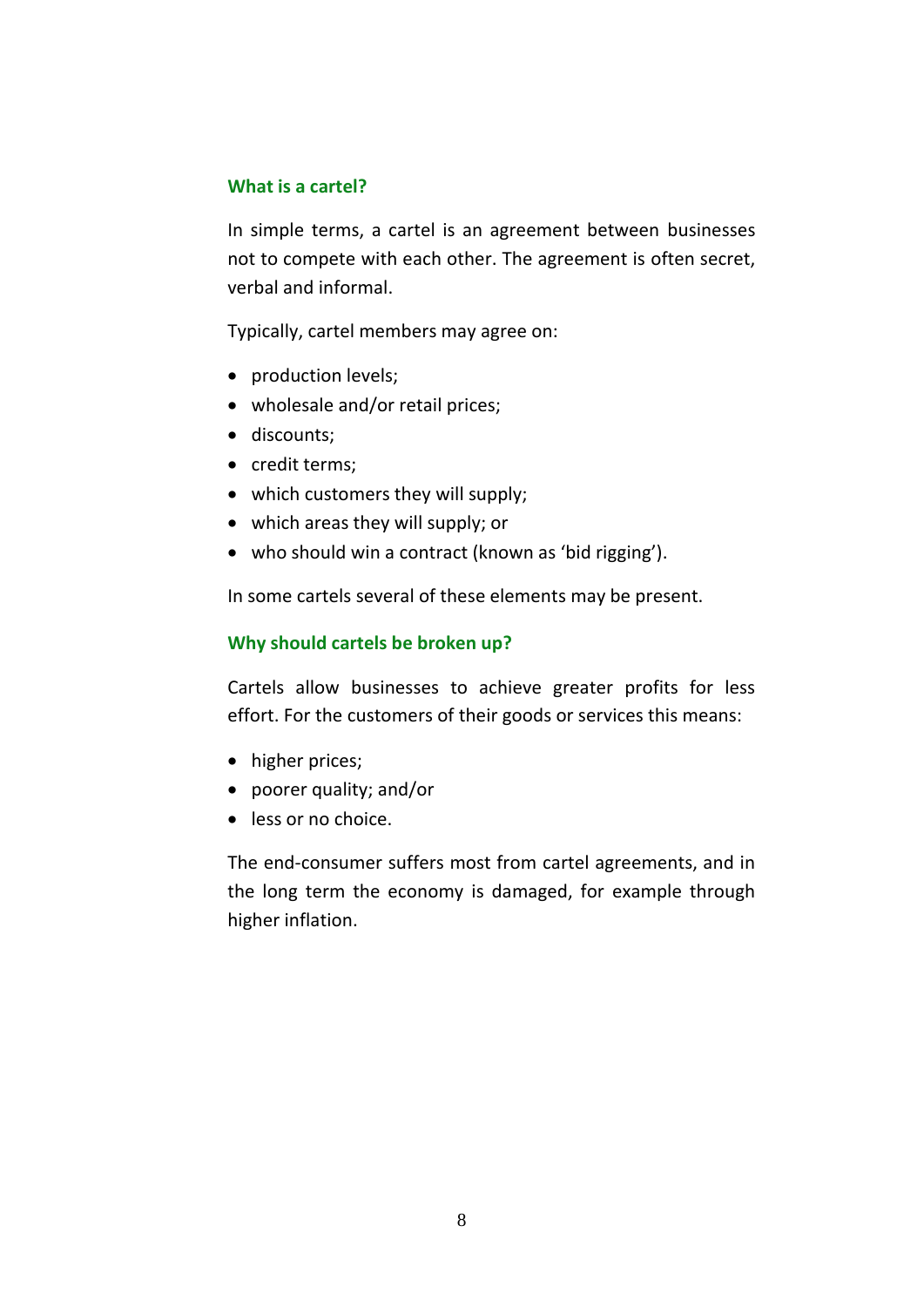## What is a cartel?

In simple terms, a cartel is an agreement between businesses not to compete with each other. The agreement is often secret, verbal and informal.

Typically, cartel members may agree on:

- production levels;
- wholesale and/or retail prices;
- discounts;
- credit terms;
- which customers they will supply;
- which areas they will supply; or
- who should win a contract (known as 'bid rigging').

In some cartels several of these elements may be present.

## Why should cartels be broken up?

Cartels allow businesses to achieve greater profits for less effort. For the customers of their goods or services this means:

- higher prices;
- poorer quality; and/or
- less or no choice.

The end-consumer suffers most from cartel agreements, and in the long term the economy is damaged, for example through higher inflation.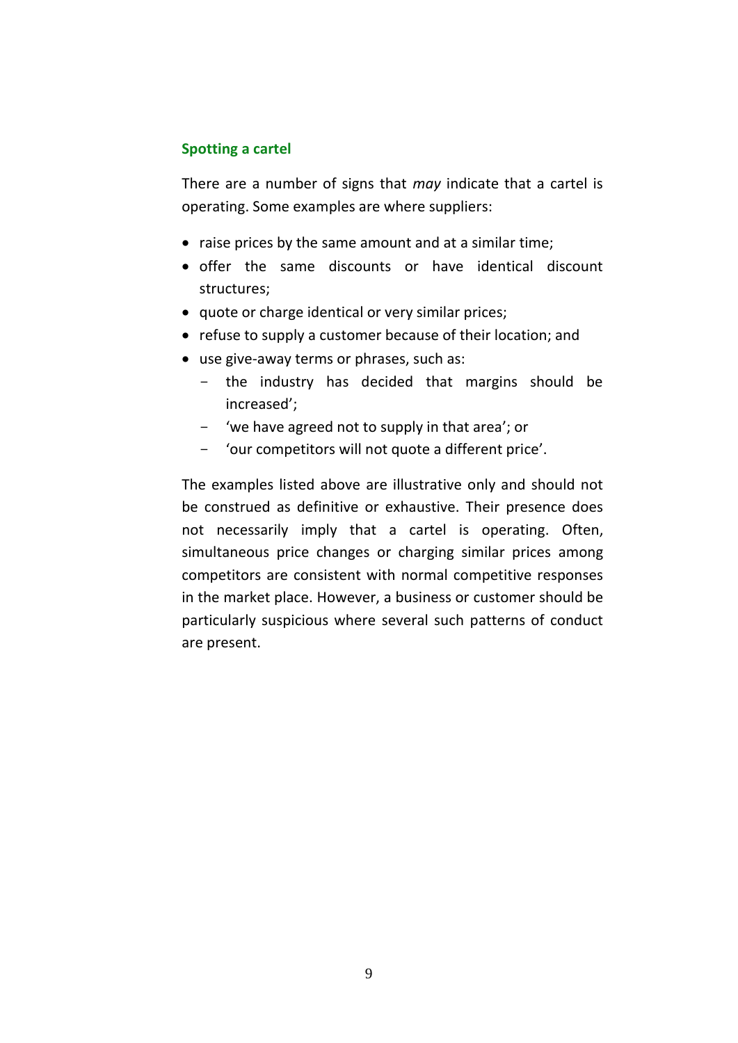## Spotting a cartel

There are a number of signs that *may* indicate that a cartel is operating. Some examples are where suppliers:

- raise prices by the same amount and at a similar time;
- offer the same discounts or have identical discount structures;
- quote or charge identical or very similar prices;
- refuse to supply a customer because of their location; and
- use give-away terms or phrases, such as:
  - the industry has decided that margins should be increased';
  - 'we have agreed not to supply in that area'; or
  - 'our competitors will not quote a different price'.

The examples listed above are illustrative only and should not be construed as definitive or exhaustive. Their presence does not necessarily imply that a cartel is operating. Often, simultaneous price changes or charging similar prices among competitors are consistent with normal competitive responses in the market place. However, a business or customer should be particularly suspicious where several such patterns of conduct are present.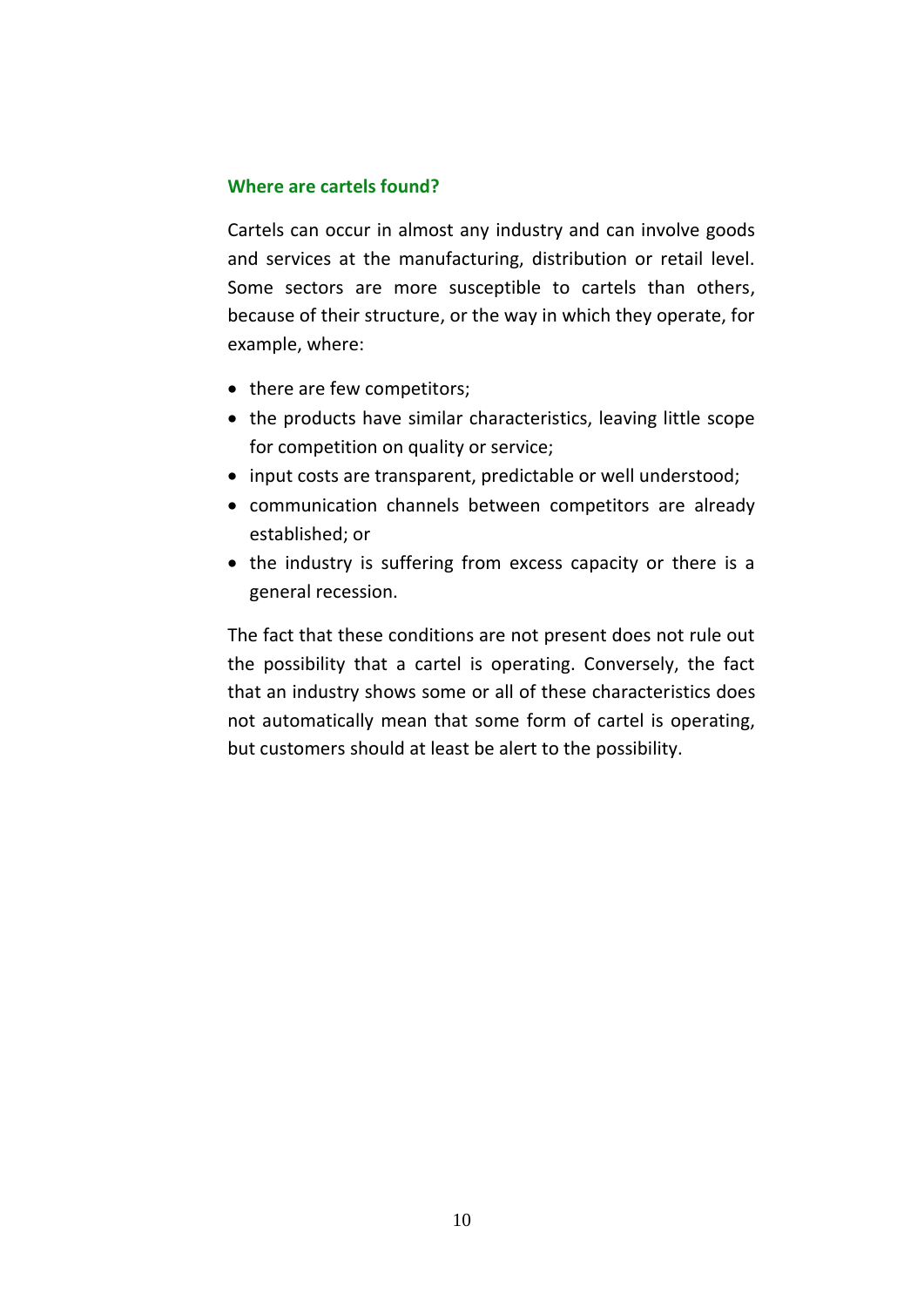## Where are cartels found?

Cartels can occur in almost any industry and can involve goods and services at the manufacturing, distribution or retail level. Some sectors are more susceptible to cartels than others, because of their structure, or the way in which they operate, for example, where:

- there are few competitors;
- the products have similar characteristics, leaving little scope for competition on quality or service;
- input costs are transparent, predictable or well understood;
- communication channels between competitors are already established; or
- the industry is suffering from excess capacity or there is a general recession.

The fact that these conditions are not present does not rule out the possibility that a cartel is operating. Conversely, the fact that an industry shows some or all of these characteristics does not automatically mean that some form of cartel is operating, but customers should at least be alert to the possibility.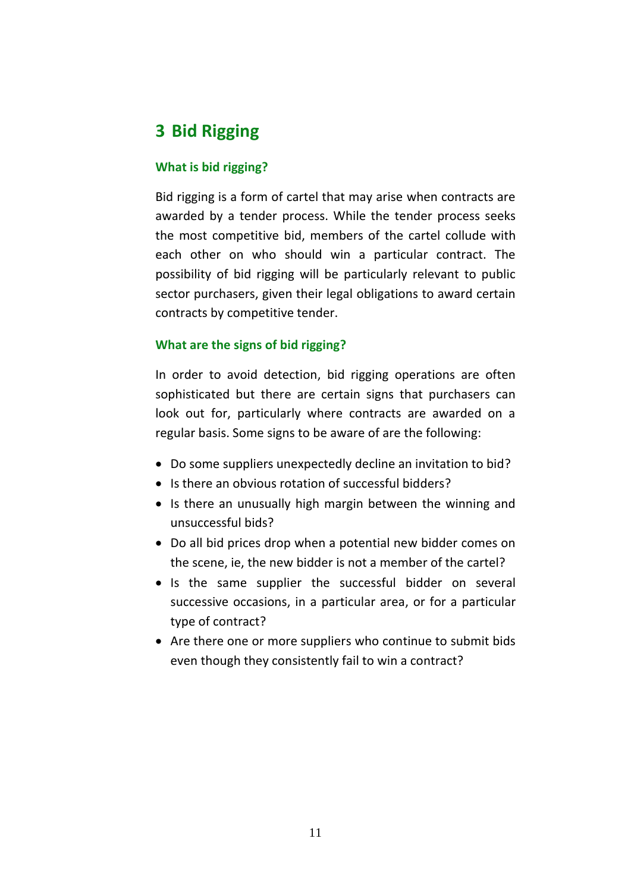# 3 Bid Rigging

### What is bid rigging?

Bid rigging is a form of cartel that may arise when contracts are awarded by a tender process. While the tender process seeks the most competitive bid, members of the cartel collude with each other on who should win a particular contract. The possibility of bid rigging will be particularly relevant to public sector purchasers, given their legal obligations to award certain contracts by competitive tender.

### What are the signs of bid rigging?

In order to avoid detection, bid rigging operations are often sophisticated but there are certain signs that purchasers can look out for, particularly where contracts are awarded on a regular basis. Some signs to be aware of are the following:

- Do some suppliers unexpectedly decline an invitation to bid?
- Is there an obvious rotation of successful bidders?
- Is there an unusually high margin between the winning and unsuccessful bids?
- Do all bid prices drop when a potential new bidder comes on the scene, ie, the new bidder is not a member of the cartel?
- Is the same supplier the successful bidder on several successive occasions, in a particular area, or for a particular type of contract?
- Are there one or more suppliers who continue to submit bids even though they consistently fail to win a contract?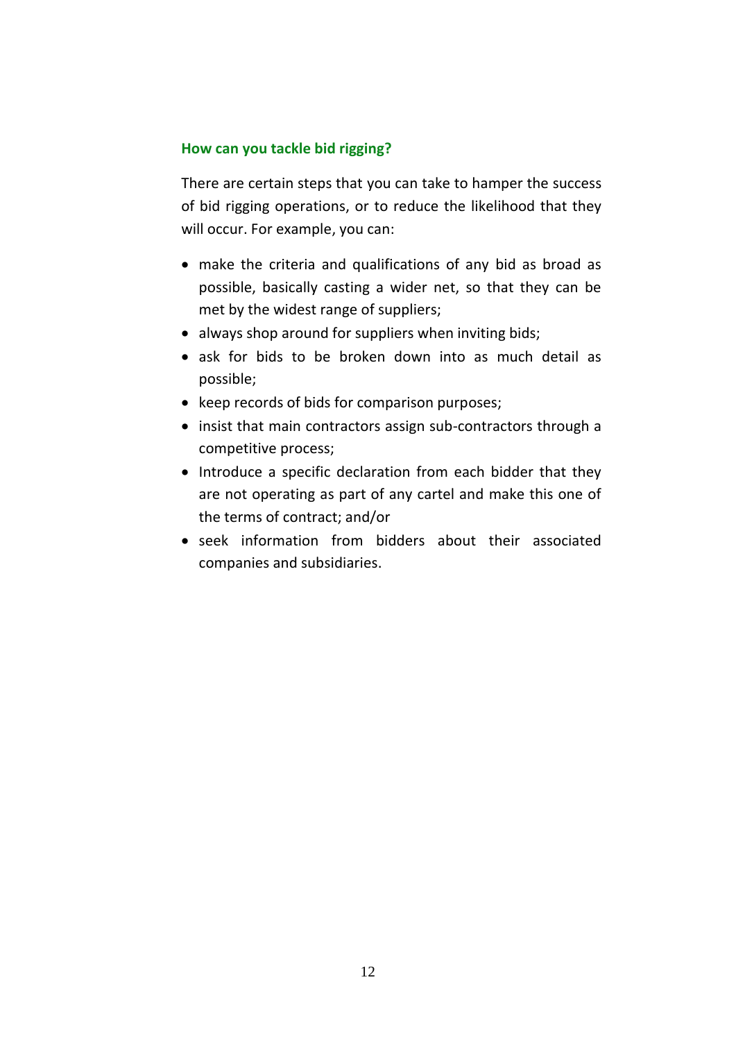### How can you tackle bid rigging?

There are certain steps that you can take to hamper the success of bid rigging operations, or to reduce the likelihood that they will occur. For example, you can:

- make the criteria and qualifications of any bid as broad as possible, basically casting a wider net, so that they can be met by the widest range of suppliers;
- always shop around for suppliers when inviting bids;
- ask for bids to be broken down into as much detail as possible;
- keep records of bids for comparison purposes;
- insist that main contractors assign sub-contractors through a competitive process;
- Introduce a specific declaration from each bidder that they are not operating as part of any cartel and make this one of the terms of contract; and/or
- seek information from bidders about their associated companies and subsidiaries.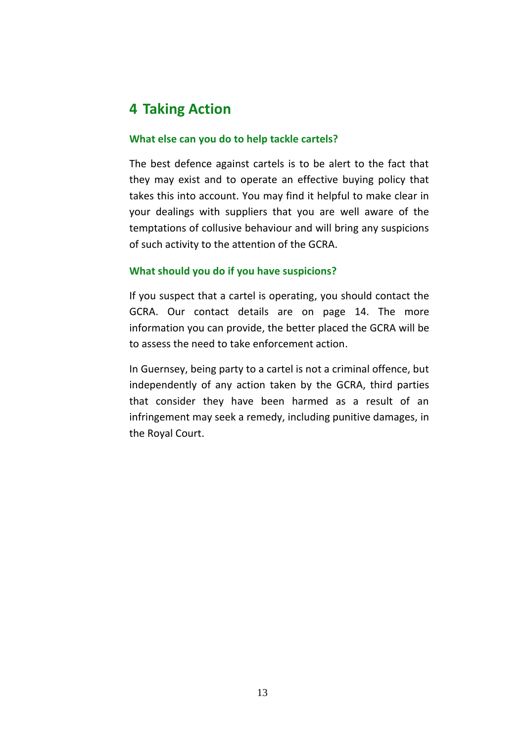## 4 Taking Action

### What else can you do to help tackle cartels?

The best defence against cartels is to be alert to the fact that they may exist and to operate an effective buying policy that takes this into account. You may find it helpful to make clear in your dealings with suppliers that you are well aware of the temptations of collusive behaviour and will bring any suspicions of such activity to the attention of the GCRA.

### What should you do if you have suspicions?

If you suspect that a cartel is operating, you should contact the GCRA. Our contact details are on page 14. The more information you can provide, the better placed the GCRA will be to assess the need to take enforcement action.

In Guernsey, being party to a cartel is not a criminal offence, but independently of any action taken by the GCRA, third parties that consider they have been harmed as a result of an infringement may seek a remedy, including punitive damages, in the Royal Court.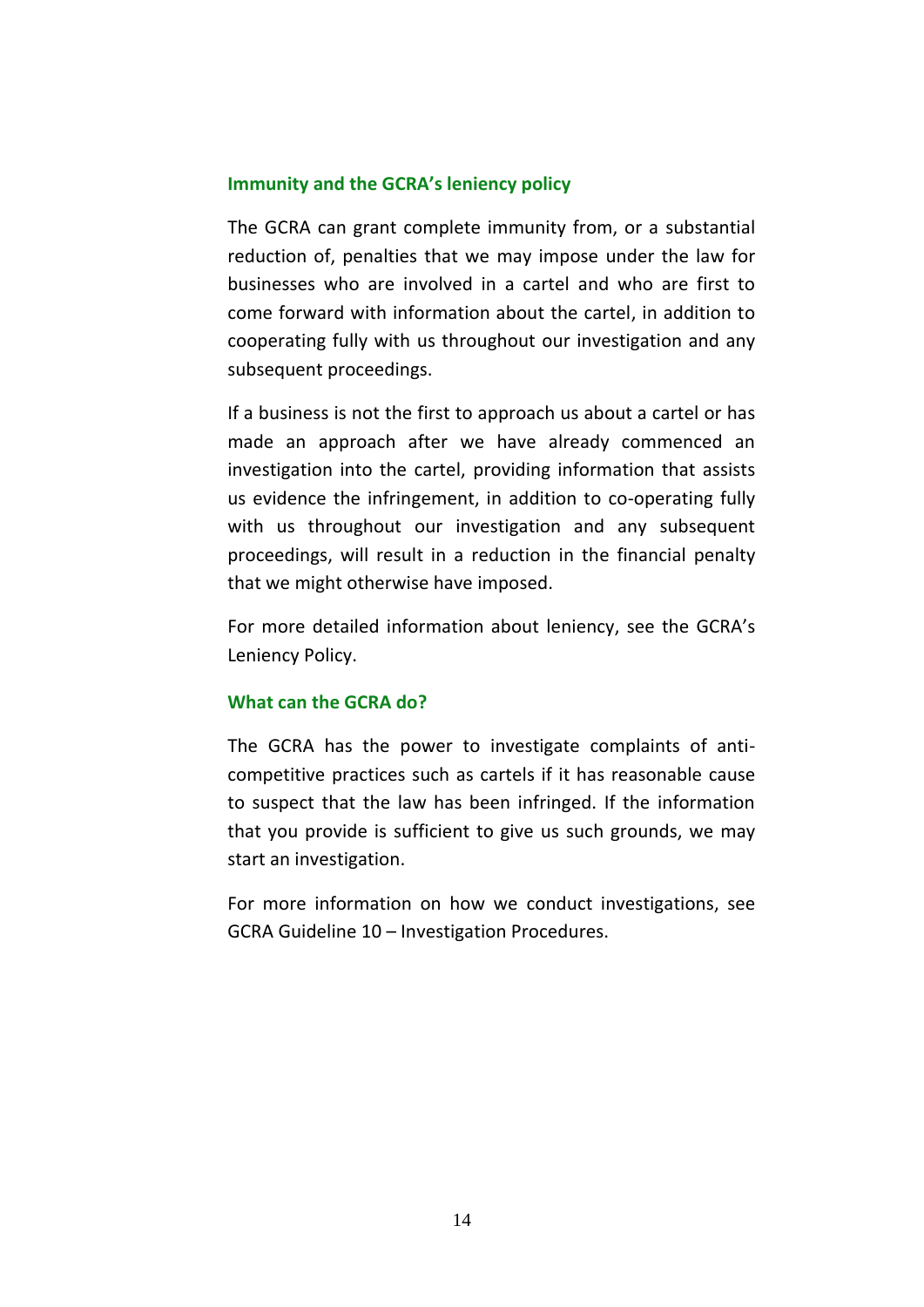### Immunity and the GCRA's leniency policy

The GCRA can grant complete immunity from, or a substantial reduction of, penalties that we may impose under the law for businesses who are involved in a cartel and who are first to come forward with information about the cartel, in addition to cooperating fully with us throughout our investigation and any subsequent proceedings.

If a business is not the first to approach us about a cartel or has made an approach after we have already commenced an investigation into the cartel, providing information that assists us evidence the infringement, in addition to co-operating fully with us throughout our investigation and any subsequent proceedings, will result in a reduction in the financial penalty that we might otherwise have imposed.

For more detailed information about leniency, see the GCRA's Leniency Policy.

### What can the GCRA do?

The GCRA has the power to investigate complaints of anti-competitive practices such as cartels if it has reasonable cause to suspect that the law has been infringed. If the information that you provide is sufficient to give us such grounds, we may start an investigation.

For more information on how we conduct investigations, see GCRA Guideline 10 – Investigation Procedures.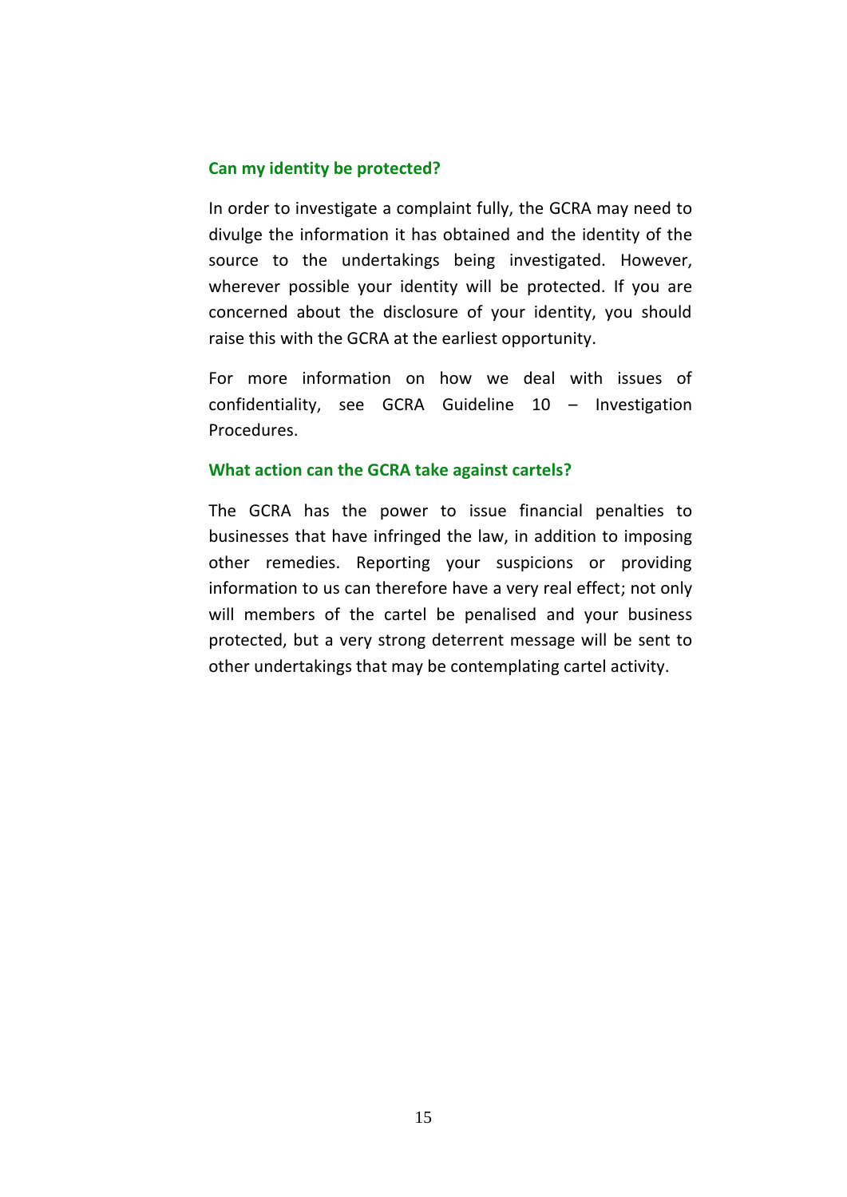### Can my identity be protected?

In order to investigate a complaint fully, the GCRA may need to divulge the information it has obtained and the identity of the source to the undertakings being investigated. However, wherever possible your identity will be protected. If you are concerned about the disclosure of your identity, you should raise this with the GCRA at the earliest opportunity.

For more information on how we deal with issues of confidentiality, see GCRA Guideline 10 – Investigation Procedures.

### What action can the GCRA take against cartels?

The GCRA has the power to issue financial penalties to businesses that have infringed the law, in addition to imposing other remedies. Reporting your suspicions or providing information to us can therefore have a very real effect; not only will members of the cartel be penalised and your business protected, but a very strong deterrent message will be sent to other undertakings that may be contemplating cartel activity.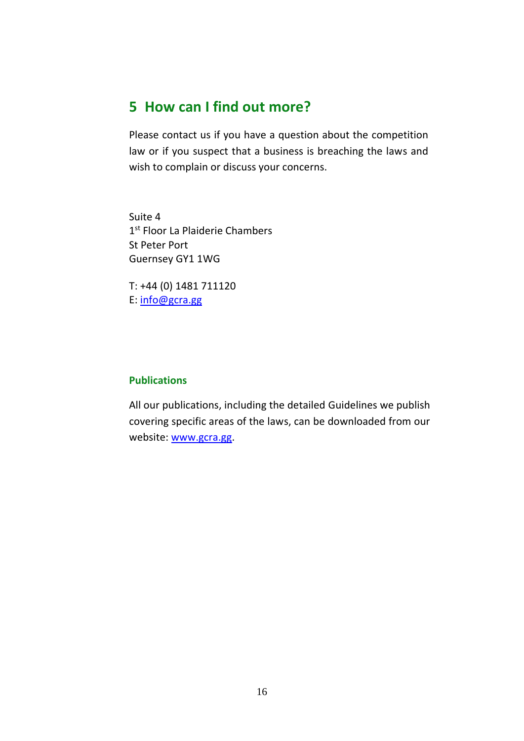## 5 How can I find out more?

Please contact us if you have a question about the competition law or if you suspect that a business is breaching the laws and wish to complain or discuss your concerns.

Suite 4
1st Floor La Plaiderie Chambers
St Peter Port
Guernsey GY1 1WG

T: +44 (0) 1481 711120
E: info@gcra.gg

### Publications

All our publications, including the detailed Guidelines we publish covering specific areas of the laws, can be downloaded from our website: www.gcra.gg.